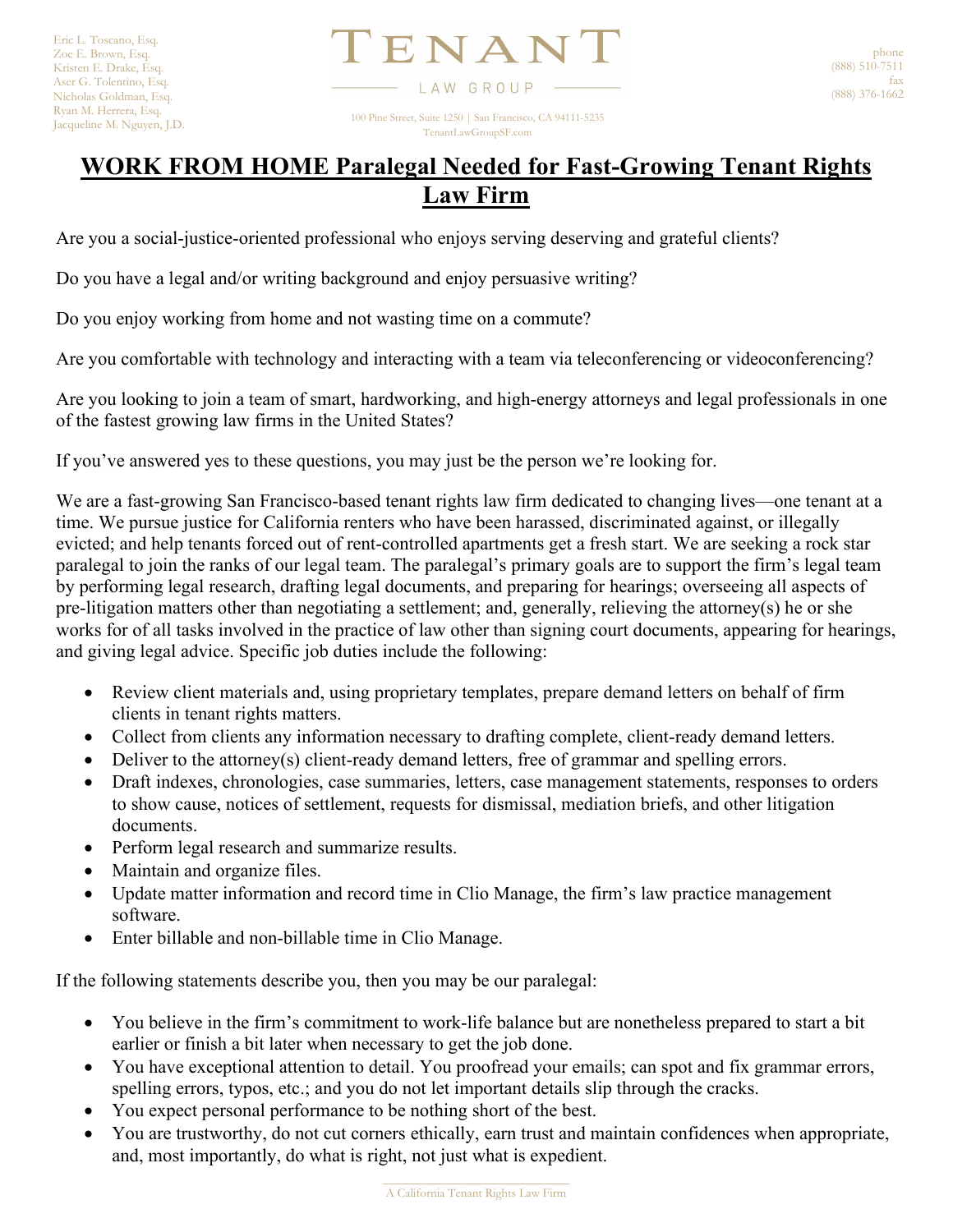Eric L. Toscano, Esq.
Zoe E. Brown, Esq.
Kristen E. Drake, Esq.
Aser G. Tolentino, Esq.
Nicholas Goldman, Esq.
Ryan M. Herrera, Esq.
Jacqueline M. Nguyen, J.D.

TENANT
LAW GROUP

100 Pine Street, Suite 1250 | San Francisco, CA 94111-5235
TenantLawGroupSF.com

phone
(888) 510-7511
fax
(888) 376-1662

# WORK FROM HOME Paralegal Needed for Fast-Growing Tenant Rights Law Firm

Are you a social-justice-oriented professional who enjoys serving deserving and grateful clients?

Do you have a legal and/or writing background and enjoy persuasive writing?

Do you enjoy working from home and not wasting time on a commute?

Are you comfortable with technology and interacting with a team via teleconferencing or videoconferencing?

Are you looking to join a team of smart, hardworking, and high-energy attorneys and legal professionals in one of the fastest growing law firms in the United States?

If you've answered yes to these questions, you may just be the person we're looking for.

We are a fast-growing San Francisco-based tenant rights law firm dedicated to changing lives—one tenant at a time. We pursue justice for California renters who have been harassed, discriminated against, or illegally evicted; and help tenants forced out of rent-controlled apartments get a fresh start. We are seeking a rock star paralegal to join the ranks of our legal team. The paralegal's primary goals are to support the firm's legal team by performing legal research, drafting legal documents, and preparing for hearings; overseeing all aspects of pre-litigation matters other than negotiating a settlement; and, generally, relieving the attorney(s) he or she works for of all tasks involved in the practice of law other than signing court documents, appearing for hearings, and giving legal advice. Specific job duties include the following:

- Review client materials and, using proprietary templates, prepare demand letters on behalf of firm clients in tenant rights matters.
- Collect from clients any information necessary to drafting complete, client-ready demand letters.
- Deliver to the attorney(s) client-ready demand letters, free of grammar and spelling errors.
- Draft indexes, chronologies, case summaries, letters, case management statements, responses to orders to show cause, notices of settlement, requests for dismissal, mediation briefs, and other litigation documents.
- Perform legal research and summarize results.
- Maintain and organize files.
- Update matter information and record time in Clio Manage, the firm's law practice management software.
- Enter billable and non-billable time in Clio Manage.

If the following statements describe you, then you may be our paralegal:

- You believe in the firm's commitment to work-life balance but are nonetheless prepared to start a bit earlier or finish a bit later when necessary to get the job done.
- You have exceptional attention to detail. You proofread your emails; can spot and fix grammar errors, spelling errors, typos, etc.; and you do not let important details slip through the cracks.
- You expect personal performance to be nothing short of the best.
- You are trustworthy, do not cut corners ethically, earn trust and maintain confidences when appropriate, and, most importantly, do what is right, not just what is expedient.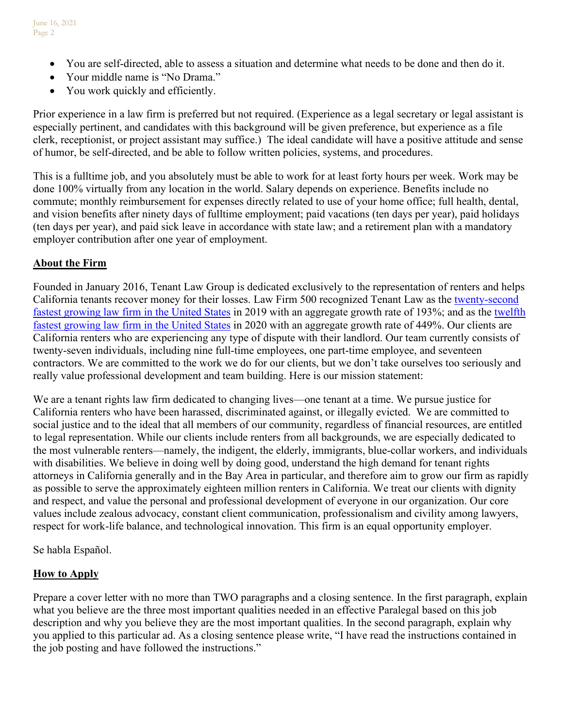- You are self-directed, able to assess a situation and determine what needs to be done and then do it.
- Your middle name is "No Drama."
- You work quickly and efficiently.

Prior experience in a law firm is preferred but not required. (Experience as a legal secretary or legal assistant is especially pertinent, and candidates with this background will be given preference, but experience as a file clerk, receptionist, or project assistant may suffice.) The ideal candidate will have a positive attitude and sense of humor, be self-directed, and be able to follow written policies, systems, and procedures.

This is a fulltime job, and you absolutely must be able to work for at least forty hours per week. Work may be done 100% virtually from any location in the world. Salary depends on experience. Benefits include no commute; monthly reimbursement for expenses directly related to use of your home office; full health, dental, and vision benefits after ninety days of fulltime employment; paid vacations (ten days per year), paid holidays (ten days per year), and paid sick leave in accordance with state law; and a retirement plan with a mandatory employer contribution after one year of employment.

## About the Firm

Founded in January 2016, Tenant Law Group is dedicated exclusively to the representation of renters and helps California tenants recover money for their losses. Law Firm 500 recognized Tenant Law as the twenty-second fastest growing law firm in the United States in 2019 with an aggregate growth rate of 193%; and as the twelfth fastest growing law firm in the United States in 2020 with an aggregate growth rate of 449%. Our clients are California renters who are experiencing any type of dispute with their landlord. Our team currently consists of twenty-seven individuals, including nine full-time employees, one part-time employee, and seventeen contractors. We are committed to the work we do for our clients, but we don't take ourselves too seriously and really value professional development and team building. Here is our mission statement:

We are a tenant rights law firm dedicated to changing lives—one tenant at a time. We pursue justice for California renters who have been harassed, discriminated against, or illegally evicted. We are committed to social justice and to the ideal that all members of our community, regardless of financial resources, are entitled to legal representation. While our clients include renters from all backgrounds, we are especially dedicated to the most vulnerable renters—namely, the indigent, the elderly, immigrants, blue-collar workers, and individuals with disabilities. We believe in doing well by doing good, understand the high demand for tenant rights attorneys in California generally and in the Bay Area in particular, and therefore aim to grow our firm as rapidly as possible to serve the approximately eighteen million renters in California. We treat our clients with dignity and respect, and value the personal and professional development of everyone in our organization. Our core values include zealous advocacy, constant client communication, professionalism and civility among lawyers, respect for work-life balance, and technological innovation. This firm is an equal opportunity employer.

Se habla Español.

## How to Apply

Prepare a cover letter with no more than TWO paragraphs and a closing sentence. In the first paragraph, explain what you believe are the three most important qualities needed in an effective Paralegal based on this job description and why you believe they are the most important qualities. In the second paragraph, explain why you applied to this particular ad. As a closing sentence please write, "I have read the instructions contained in the job posting and have followed the instructions."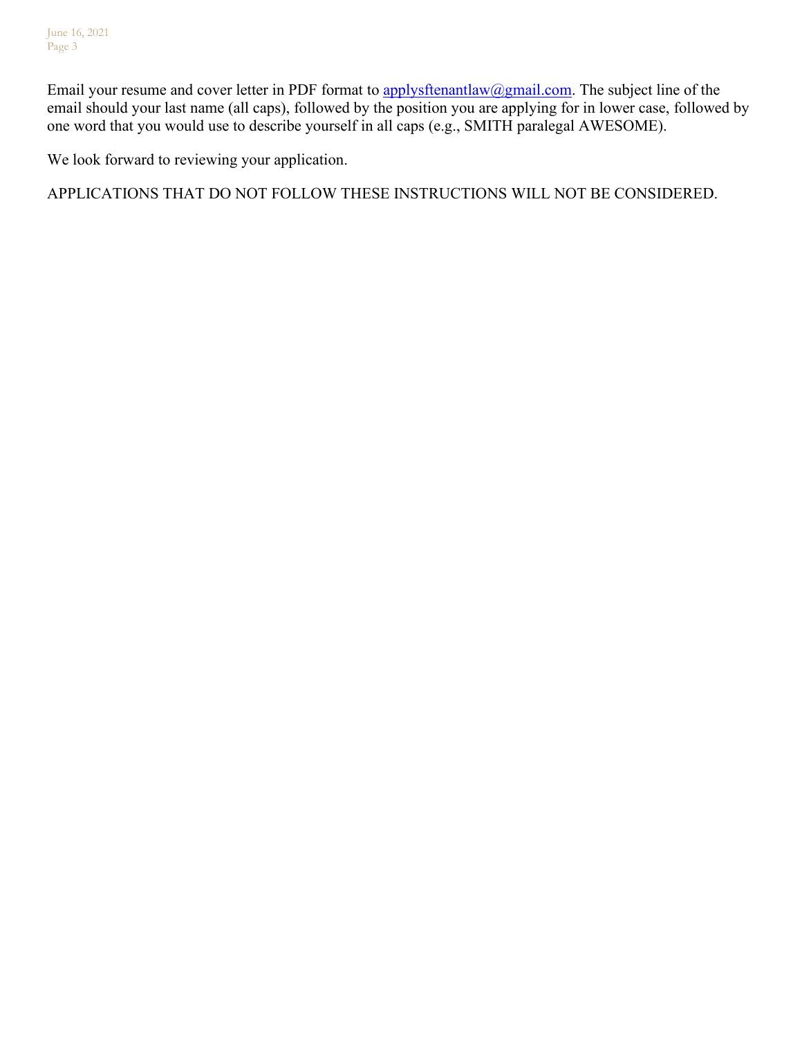Email your resume and cover letter in PDF format to applysftenantlaw@gmail.com. The subject line of the email should your last name (all caps), followed by the position you are applying for in lower case, followed by one word that you would use to describe yourself in all caps (e.g., SMITH paralegal AWESOME).

We look forward to reviewing your application.

APPLICATIONS THAT DO NOT FOLLOW THESE INSTRUCTIONS WILL NOT BE CONSIDERED.